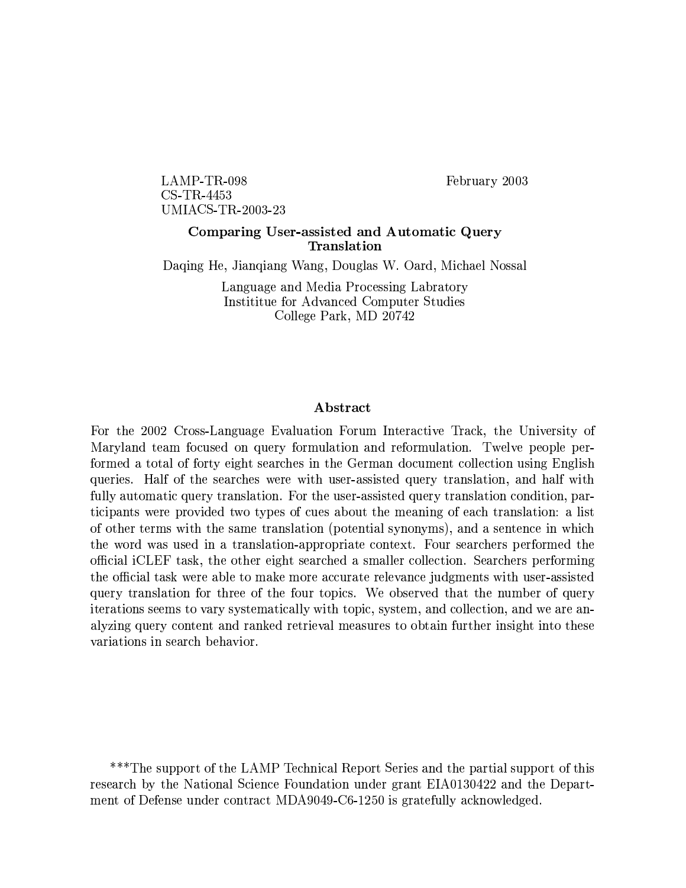LAMP-TR-098
CS-TR-4453
UMIACS-TR-2003-23

February 2003

# Comparing User-assisted and Automatic Query Translation

Daqing He, Jianqiang Wang, Douglas W. Oard, Michael Nossal

Language and Media Processing Labratory
Instititue for Advanced Computer Studies
College Park, MD 20742

## Abstract

For the 2002 Cross-Language Evaluation Forum Interactive Track, the University of Maryland team focused on query formulation and reformulation. Twelve people performed a total of forty eight searches in the German document collection using English queries. Half of the searches were with user-assisted query translation, and half with fully automatic query translation. For the user-assisted query translation condition, participants were provided two types of cues about the meaning of each translation: a list of other terms with the same translation (potential synonyms), and a sentence in which the word was used in a translation-appropriate context. Four searchers performed the official iCLEF task, the other eight searched a smaller collection. Searchers performing the official task were able to make more accurate relevance judgments with user-assisted query translation for three of the four topics. We observed that the number of query iterations seems to vary systematically with topic, system, and collection, and we are analyzing query content and ranked retrieval measures to obtain further insight into these variations in search behavior.

***The support of the LAMP Technical Report Series and the partial support of this research by the National Science Foundation under grant EIA0130422 and the Department of Defense under contract MDA9049-C6-1250 is gratefully acknowledged.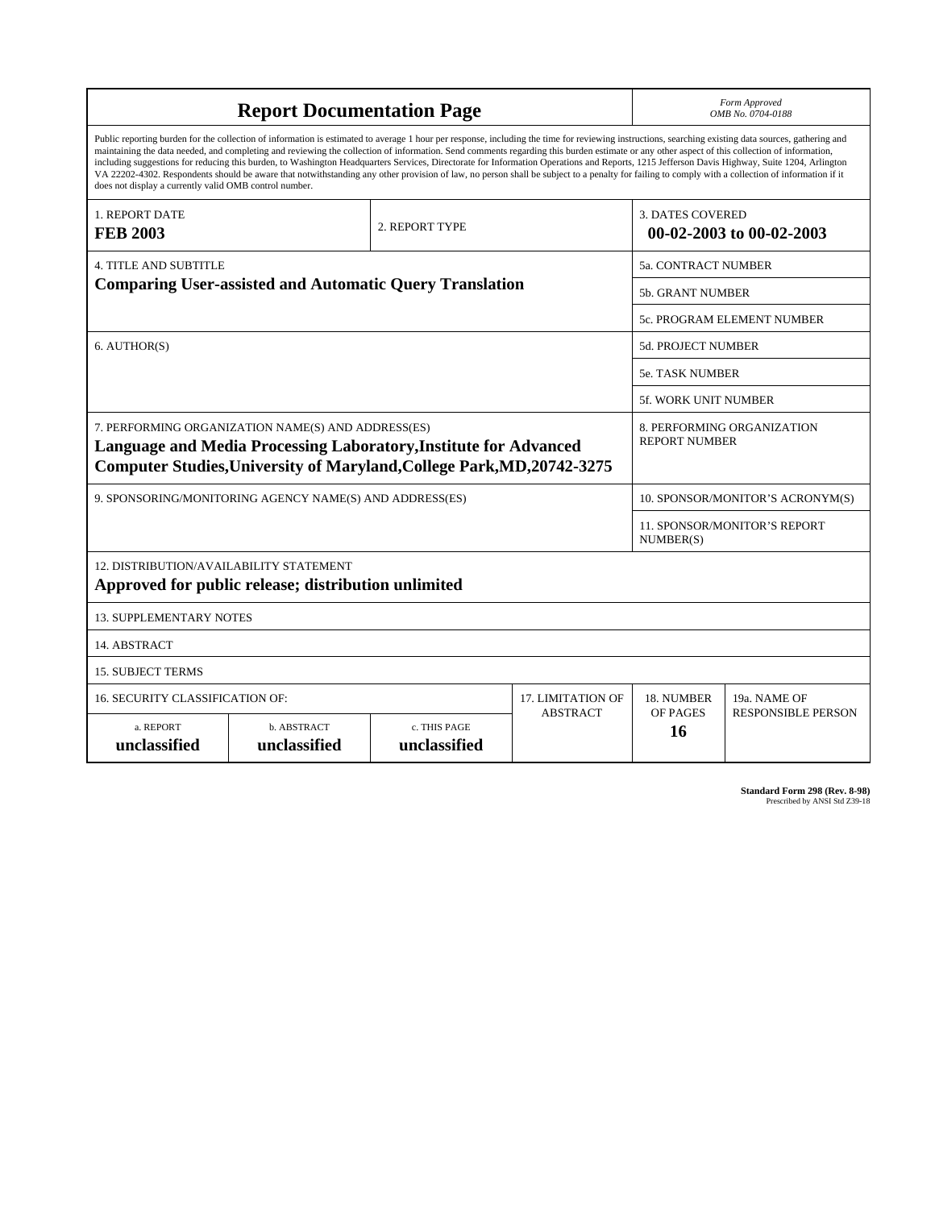# Report Documentation Page

*Form Approved*
*OMB No. 0704-0188*

Public reporting burden for the collection of information is estimated to average 1 hour per response, including the time for reviewing instructions, searching existing data sources, gathering and maintaining the data needed, and completing and reviewing the collection of information. Send comments regarding this burden estimate or any other aspect of this collection of information, including suggestions for reducing this burden, to Washington Headquarters Services, Directorate for Information Operations and Reports, 1215 Jefferson Davis Highway, Suite 1204, Arlington VA 22202-4302. Respondents should be aware that notwithstanding any other provision of law, no person shall be subject to a penalty for failing to comply with a collection of information if it does not display a currently valid OMB control number.

| | | |
|---|---|---|
| 1. REPORT DATE **FEB 2003** | 2. REPORT TYPE | 3. DATES COVERED **00-02-2003 to 00-02-2003** |
| 4. TITLE AND SUBTITLE **Comparing User-assisted and Automatic Query Translation** | | 5a. CONTRACT NUMBER |
| | | 5b. GRANT NUMBER |
| | | 5c. PROGRAM ELEMENT NUMBER |
| 6. AUTHOR(S) | | 5d. PROJECT NUMBER |
| | | 5e. TASK NUMBER |
| | | 5f. WORK UNIT NUMBER |
| 7. PERFORMING ORGANIZATION NAME(S) AND ADDRESS(ES) **Language and Media Processing Laboratory,Institute for Advanced Computer Studies,University of Maryland,College Park,MD,20742-3275** | | 8. PERFORMING ORGANIZATION REPORT NUMBER |
| 9. SPONSORING/MONITORING AGENCY NAME(S) AND ADDRESS(ES) | | 10. SPONSOR/MONITOR'S ACRONYM(S) |
| | | 11. SPONSOR/MONITOR'S REPORT NUMBER(S) |
| 12. DISTRIBUTION/AVAILABILITY STATEMENT **Approved for public release; distribution unlimited** | | |
| 13. SUPPLEMENTARY NOTES | | |
| 14. ABSTRACT | | |
| 15. SUBJECT TERMS | | |

| 16. SECURITY CLASSIFICATION OF: | | | 17. LIMITATION OF ABSTRACT | 18. NUMBER OF PAGES | 19a. NAME OF RESPONSIBLE PERSON |
|---|---|---|---|---|---|
| a. REPORT **unclassified** | b. ABSTRACT **unclassified** | c. THIS PAGE **unclassified** | | **16** | |

**Standard Form 298 (Rev. 8-98)**
Prescribed by ANSI Std Z39-18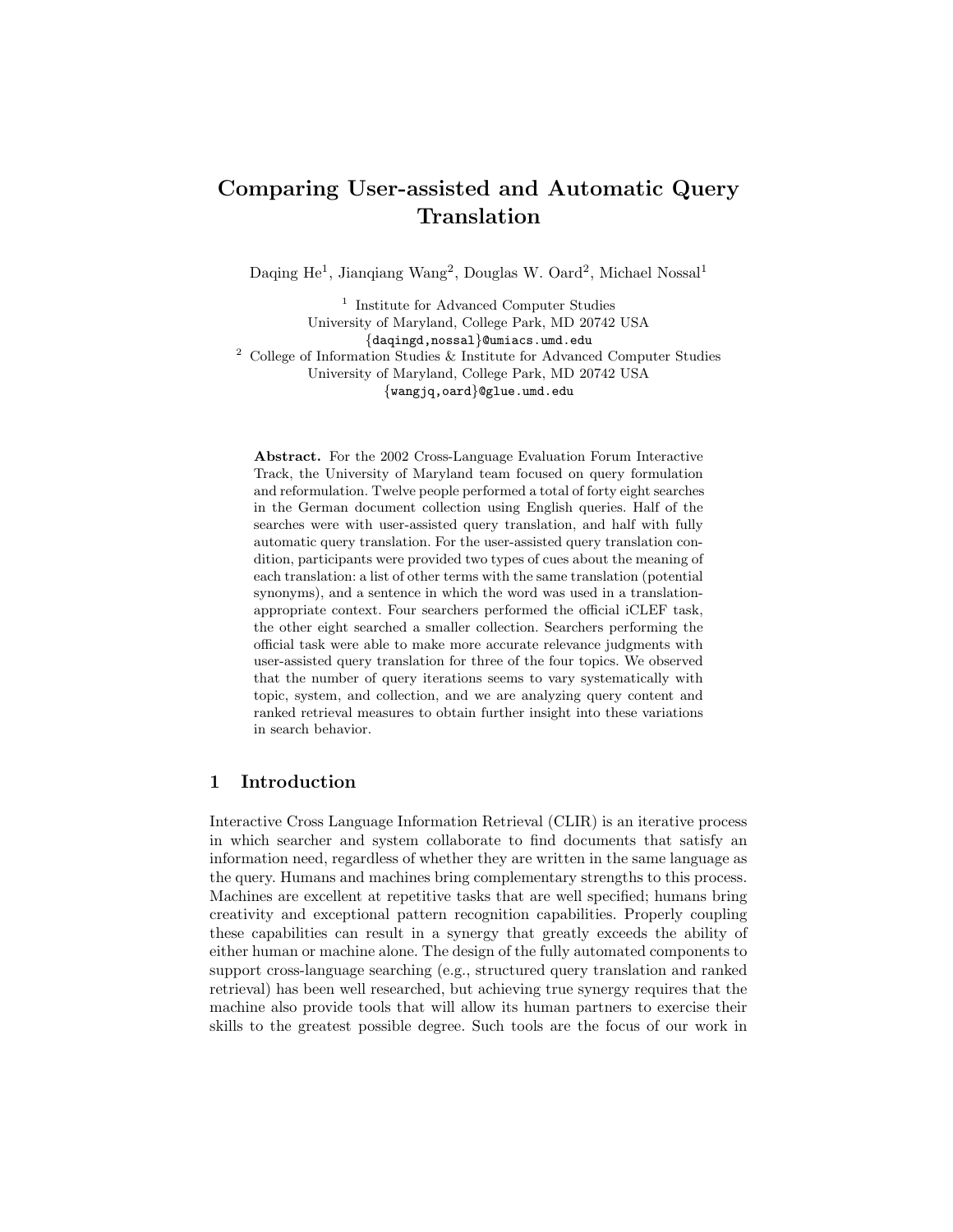# Comparing User-assisted and Automatic Query Translation

Daqing He[1], Jianqiang Wang[2], Douglas W. Oard[2], Michael Nossal[1]

[1] Institute for Advanced Computer Studies
University of Maryland, College Park, MD 20742 USA
{daqingd,nossal}@umiacs.umd.edu

[2] College of Information Studies & Institute for Advanced Computer Studies
University of Maryland, College Park, MD 20742 USA
{wangjq,oard}@glue.umd.edu

**Abstract.** For the 2002 Cross-Language Evaluation Forum Interactive Track, the University of Maryland team focused on query formulation and reformulation. Twelve people performed a total of forty eight searches in the German document collection using English queries. Half of the searches were with user-assisted query translation, and half with fully automatic query translation. For the user-assisted query translation condition, participants were provided two types of cues about the meaning of each translation: a list of other terms with the same translation (potential synonyms), and a sentence in which the word was used in a translation-appropriate context. Four searchers performed the official iCLEF task, the other eight searched a smaller collection. Searchers performing the official task were able to make more accurate relevance judgments with user-assisted query translation for three of the four topics. We observed that the number of query iterations seems to vary systematically with topic, system, and collection, and we are analyzing query content and ranked retrieval measures to obtain further insight into these variations in search behavior.

## 1 Introduction

Interactive Cross Language Information Retrieval (CLIR) is an iterative process in which searcher and system collaborate to find documents that satisfy an information need, regardless of whether they are written in the same language as the query. Humans and machines bring complementary strengths to this process. Machines are excellent at repetitive tasks that are well specified; humans bring creativity and exceptional pattern recognition capabilities. Properly coupling these capabilities can result in a synergy that greatly exceeds the ability of either human or machine alone. The design of the fully automated components to support cross-language searching (e.g., structured query translation and ranked retrieval) has been well researched, but achieving true synergy requires that the machine also provide tools that will allow its human partners to exercise their skills to the greatest possible degree. Such tools are the focus of our work in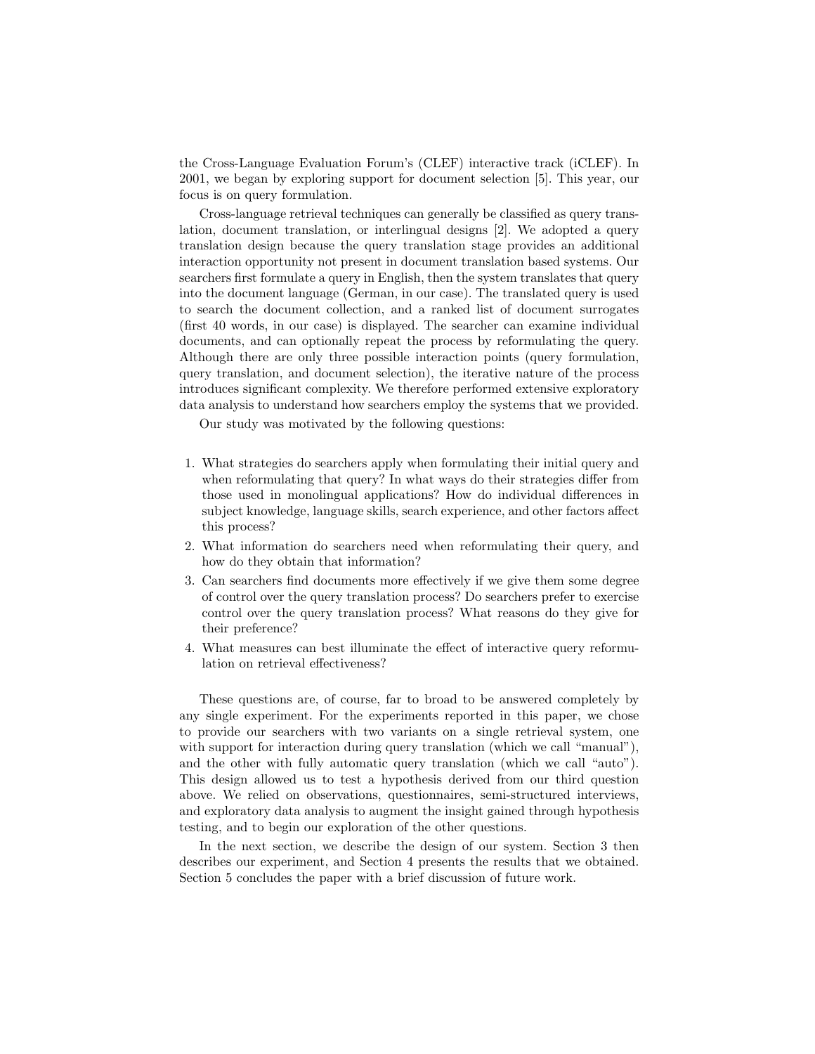the Cross-Language Evaluation Forum's (CLEF) interactive track (iCLEF). In 2001, we began by exploring support for document selection [5]. This year, our focus is on query formulation.

Cross-language retrieval techniques can generally be classified as query translation, document translation, or interlingual designs [2]. We adopted a query translation design because the query translation stage provides an additional interaction opportunity not present in document translation based systems. Our searchers first formulate a query in English, then the system translates that query into the document language (German, in our case). The translated query is used to search the document collection, and a ranked list of document surrogates (first 40 words, in our case) is displayed. The searcher can examine individual documents, and can optionally repeat the process by reformulating the query. Although there are only three possible interaction points (query formulation, query translation, and document selection), the iterative nature of the process introduces significant complexity. We therefore performed extensive exploratory data analysis to understand how searchers employ the systems that we provided.

Our study was motivated by the following questions:

1. What strategies do searchers apply when formulating their initial query and when reformulating that query? In what ways do their strategies differ from those used in monolingual applications? How do individual differences in subject knowledge, language skills, search experience, and other factors affect this process?
2. What information do searchers need when reformulating their query, and how do they obtain that information?
3. Can searchers find documents more effectively if we give them some degree of control over the query translation process? Do searchers prefer to exercise control over the query translation process? What reasons do they give for their preference?
4. What measures can best illuminate the effect of interactive query reformulation on retrieval effectiveness?

These questions are, of course, far to broad to be answered completely by any single experiment. For the experiments reported in this paper, we chose to provide our searchers with two variants on a single retrieval system, one with support for interaction during query translation (which we call "manual"), and the other with fully automatic query translation (which we call "auto"). This design allowed us to test a hypothesis derived from our third question above. We relied on observations, questionnaires, semi-structured interviews, and exploratory data analysis to augment the insight gained through hypothesis testing, and to begin our exploration of the other questions.

In the next section, we describe the design of our system. Section 3 then describes our experiment, and Section 4 presents the results that we obtained. Section 5 concludes the paper with a brief discussion of future work.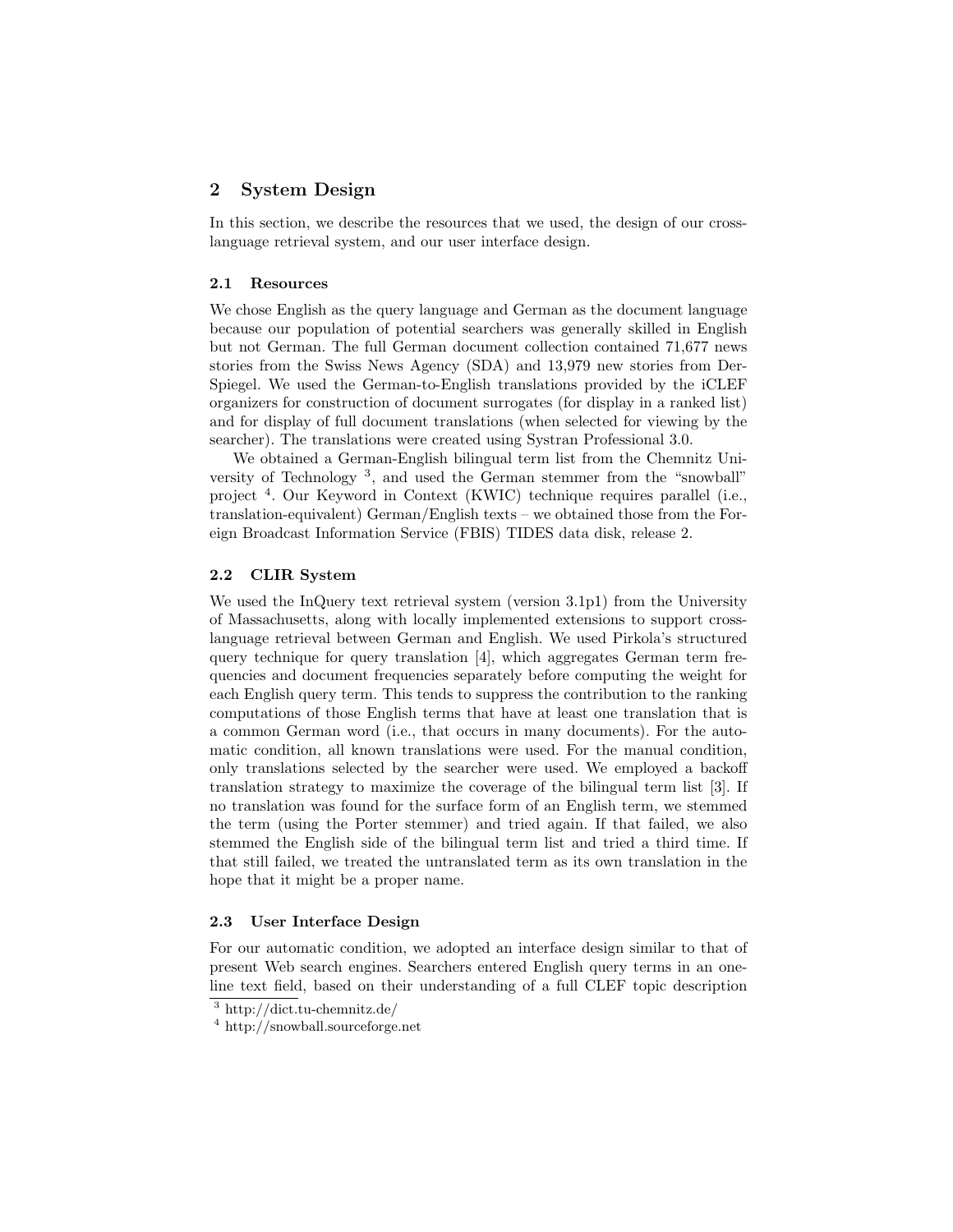## 2 System Design

In this section, we describe the resources that we used, the design of our cross-language retrieval system, and our user interface design.

### 2.1 Resources

We chose English as the query language and German as the document language because our population of potential searchers was generally skilled in English but not German. The full German document collection contained 71,677 news stories from the Swiss News Agency (SDA) and 13,979 new stories from Der-Spiegel. We used the German-to-English translations provided by the iCLEF organizers for construction of document surrogates (for display in a ranked list) and for display of full document translations (when selected for viewing by the searcher). The translations were created using Systran Professional 3.0.

We obtained a German-English bilingual term list from the Chemnitz University of Technology [3], and used the German stemmer from the "snowball" project [4]. Our Keyword in Context (KWIC) technique requires parallel (i.e., translation-equivalent) German/English texts – we obtained those from the Foreign Broadcast Information Service (FBIS) TIDES data disk, release 2.

### 2.2 CLIR System

We used the InQuery text retrieval system (version 3.1p1) from the University of Massachusetts, along with locally implemented extensions to support cross-language retrieval between German and English. We used Pirkola's structured query technique for query translation [4], which aggregates German term frequencies and document frequencies separately before computing the weight for each English query term. This tends to suppress the contribution to the ranking computations of those English terms that have at least one translation that is a common German word (i.e., that occurs in many documents). For the automatic condition, all known translations were used. For the manual condition, only translations selected by the searcher were used. We employed a backoff translation strategy to maximize the coverage of the bilingual term list [3]. If no translation was found for the surface form of an English term, we stemmed the term (using the Porter stemmer) and tried again. If that failed, we also stemmed the English side of the bilingual term list and tried a third time. If that still failed, we treated the untranslated term as its own translation in the hope that it might be a proper name.

### 2.3 User Interface Design

For our automatic condition, we adopted an interface design similar to that of present Web search engines. Searchers entered English query terms in an one-line text field, based on their understanding of a full CLEF topic description

---

[3] http://dict.tu-chemnitz.de/

[4] http://snowball.sourceforge.net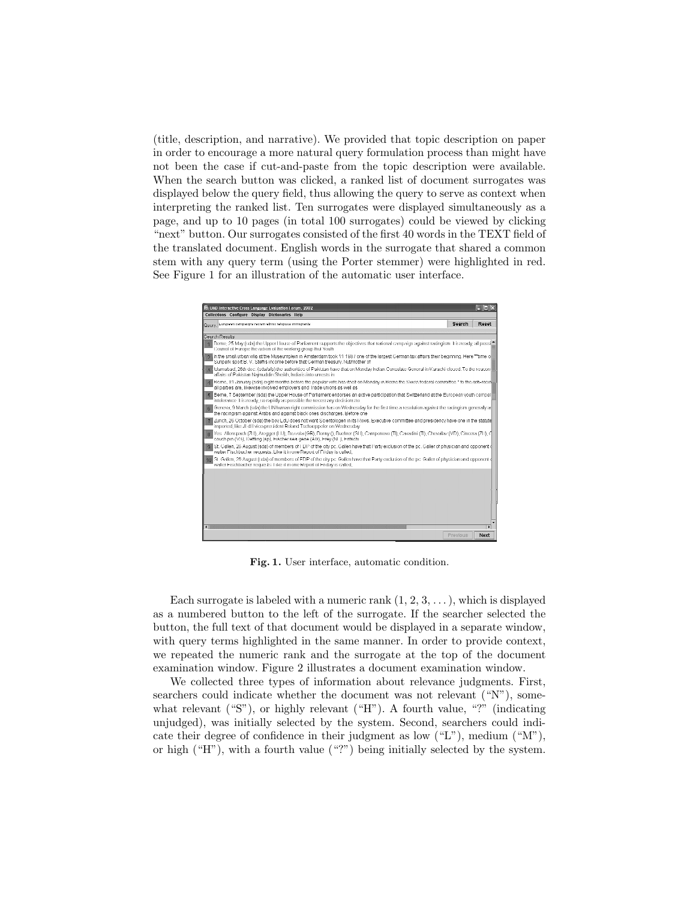(title, description, and narrative). We provided that topic description on paper in order to encourage a more natural query formulation process than might have not been the case if cut-and-paste from the topic description were available. When the search button was clicked, a ranked list of document surrogates was displayed below the query field, thus allowing the query to serve as context when interpreting the ranked list. Ten surrogates were displayed simultaneously as a page, and up to 10 pages (in total 100 surrogates) could be viewed by clicking "next" button. Our surrogates consisted of the first 40 words in the TEXT field of the translated document. English words in the surrogate that shared a common stem with any query term (using the Porter stemmer) were highlighted in red. See Figure 1 for an illustration of the automatic user interface.

**Fig. 1.** User interface, automatic condition.

Each surrogate is labeled with a numeric rank (1, 2, 3, . . . ), which is displayed as a numbered button to the left of the surrogate. If the searcher selected the button, the full text of that document would be displayed in a separate window, with query terms highlighted in the same manner. In order to provide context, we repeated the numeric rank and the surrogate at the top of the document examination window. Figure 2 illustrates a document examination window.

We collected three types of information about relevance judgments. First, searchers could indicate whether the document was not relevant ("N"), somewhat relevant ("S"), or highly relevant ("H"). A fourth value, "?" (indicating unjudged), was initially selected by the system. Second, searchers could indicate their degree of confidence in their judgment as low ("L"), medium ("M"), or high ("H"), with a fourth value ("?") being initially selected by the system.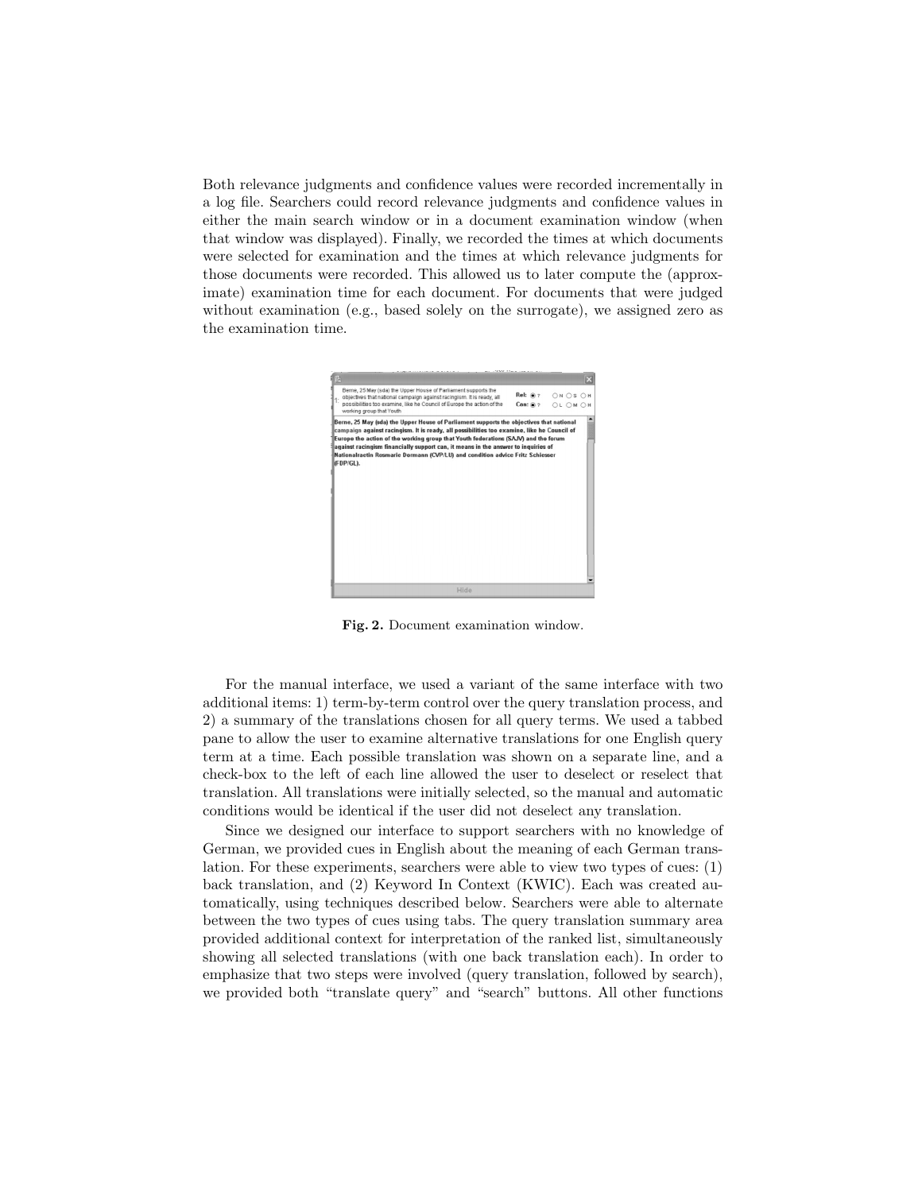Both relevance judgments and confidence values were recorded incrementally in a log file. Searchers could record relevance judgments and confidence values in either the main search window or in a document examination window (when that window was displayed). Finally, we recorded the times at which documents were selected for examination and the times at which relevance judgments for those documents were recorded. This allowed us to later compute the (approximate) examination time for each document. For documents that were judged without examination (e.g., based solely on the surrogate), we assigned zero as the examination time.

Fig. 2. Document examination window.

For the manual interface, we used a variant of the same interface with two additional items: 1) term-by-term control over the query translation process, and 2) a summary of the translations chosen for all query terms. We used a tabbed pane to allow the user to examine alternative translations for one English query term at a time. Each possible translation was shown on a separate line, and a check-box to the left of each line allowed the user to deselect or reselect that translation. All translations were initially selected, so the manual and automatic conditions would be identical if the user did not deselect any translation.

Since we designed our interface to support searchers with no knowledge of German, we provided cues in English about the meaning of each German translation. For these experiments, searchers were able to view two types of cues: (1) back translation, and (2) Keyword In Context (KWIC). Each was created automatically, using techniques described below. Searchers were able to alternate between the two types of cues using tabs. The query translation summary area provided additional context for interpretation of the ranked list, simultaneously showing all selected translations (with one back translation each). In order to emphasize that two steps were involved (query translation, followed by search), we provided both "translate query" and "search" buttons. All other functions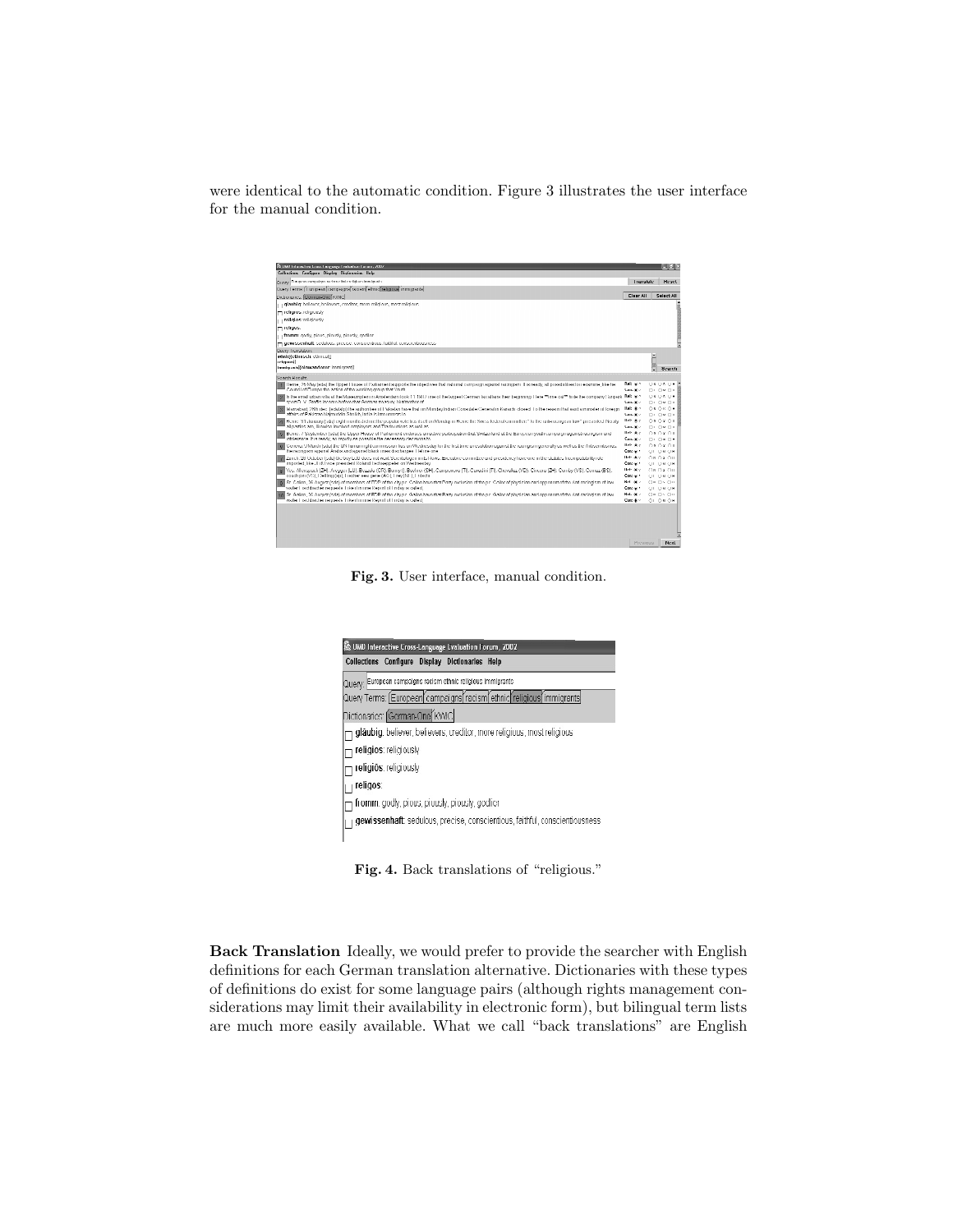were identical to the automatic condition. Figure 3 illustrates the user interface for the manual condition.

**Fig. 3.** User interface, manual condition.

**Fig. 4.** Back translations of "religious."

**Back Translation** Ideally, we would prefer to provide the searcher with English definitions for each German translation alternative. Dictionaries with these types of definitions do exist for some language pairs (although rights management considerations may limit their availability in electronic form), but bilingual term lists are much more easily available. What we call "back translations" are English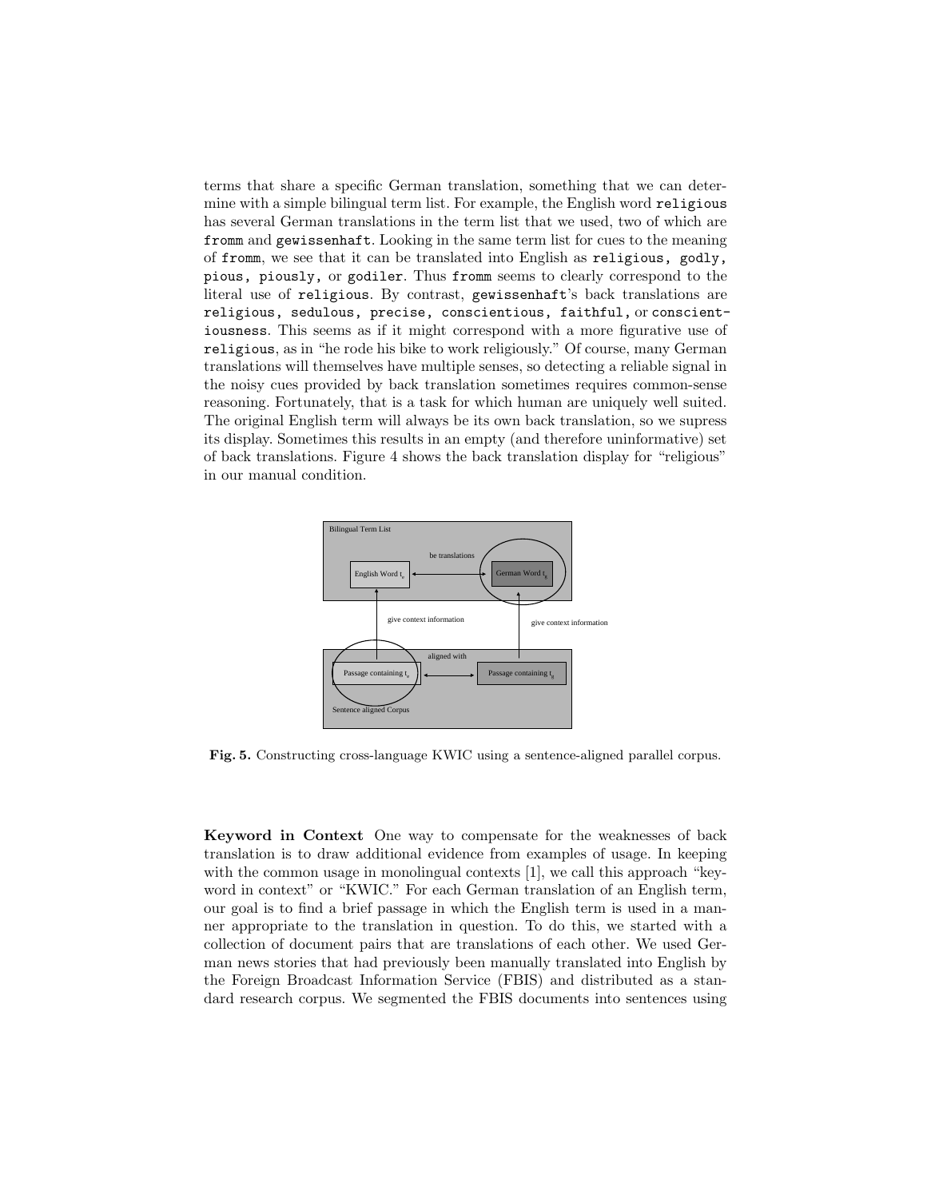terms that share a specific German translation, something that we can determine with a simple bilingual term list. For example, the English word `religious` has several German translations in the term list that we used, two of which are `fromm` and `gewissenhaft`. Looking in the same term list for cues to the meaning of `fromm`, we see that it can be translated into English as `religious, godly, pious, piously,` or `godiler`. Thus `fromm` seems to clearly correspond to the literal use of `religious`. By contrast, `gewissenhaft`'s back translations are `religious, sedulous, precise, conscientious, faithful,` or `conscientiousness`. This seems as if it might correspond with a more figurative use of `religious`, as in "he rode his bike to work religiously." Of course, many German translations will themselves have multiple senses, so detecting a reliable signal in the noisy cues provided by back translation sometimes requires common-sense reasoning. Fortunately, that is a task for which human are uniquely well suited. The original English term will always be its own back translation, so we supress its display. Sometimes this results in an empty (and therefore uninformative) set of back translations. Figure 4 shows the back translation display for "religious" in our manual condition.

**Fig. 5.** Constructing cross-language KWIC using a sentence-aligned parallel corpus.

**Keyword in Context** One way to compensate for the weaknesses of back translation is to draw additional evidence from examples of usage. In keeping with the common usage in monolingual contexts [1], we call this approach "keyword in context" or "KWIC." For each German translation of an English term, our goal is to find a brief passage in which the English term is used in a manner appropriate to the translation in question. To do this, we started with a collection of document pairs that are translations of each other. We used German news stories that had previously been manually translated into English by the Foreign Broadcast Information Service (FBIS) and distributed as a standard research corpus. We segmented the FBIS documents into sentences using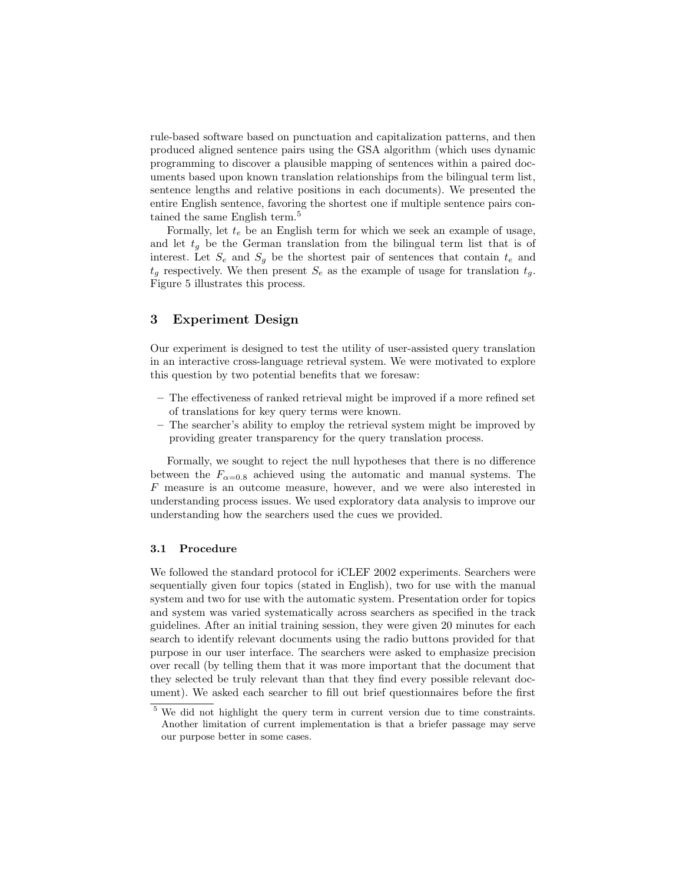rule-based software based on punctuation and capitalization patterns, and then produced aligned sentence pairs using the GSA algorithm (which uses dynamic programming to discover a plausible mapping of sentences within a paired documents based upon known translation relationships from the bilingual term list, sentence lengths and relative positions in each documents). We presented the entire English sentence, favoring the shortest one if multiple sentence pairs contained the same English term.[5]

Formally, let $t_e$ be an English term for which we seek an example of usage, and let $t_g$ be the German translation from the bilingual term list that is of interest. Let $S_e$ and $S_g$ be the shortest pair of sentences that contain $t_e$ and $t_g$ respectively. We then present $S_e$ as the example of usage for translation $t_g$. Figure 5 illustrates this process.

## 3 Experiment Design

Our experiment is designed to test the utility of user-assisted query translation in an interactive cross-language retrieval system. We were motivated to explore this question by two potential benefits that we foresaw:

- The effectiveness of ranked retrieval might be improved if a more refined set of translations for key query terms were known.
- The searcher's ability to employ the retrieval system might be improved by providing greater transparency for the query translation process.

Formally, we sought to reject the null hypotheses that there is no difference between the $F_{\alpha=0.8}$ achieved using the automatic and manual systems. The $F$ measure is an outcome measure, however, and we were also interested in understanding process issues. We used exploratory data analysis to improve our understanding how the searchers used the cues we provided.

### 3.1 Procedure

We followed the standard protocol for iCLEF 2002 experiments. Searchers were sequentially given four topics (stated in English), two for use with the manual system and two for use with the automatic system. Presentation order for topics and system was varied systematically across searchers as specified in the track guidelines. After an initial training session, they were given 20 minutes for each search to identify relevant documents using the radio buttons provided for that purpose in our user interface. The searchers were asked to emphasize precision over recall (by telling them that it was more important that the document that they selected be truly relevant than that they find every possible relevant document). We asked each searcher to fill out brief questionnaires before the first

[5] We did not highlight the query term in current version due to time constraints. Another limitation of current implementation is that a briefer passage may serve our purpose better in some cases.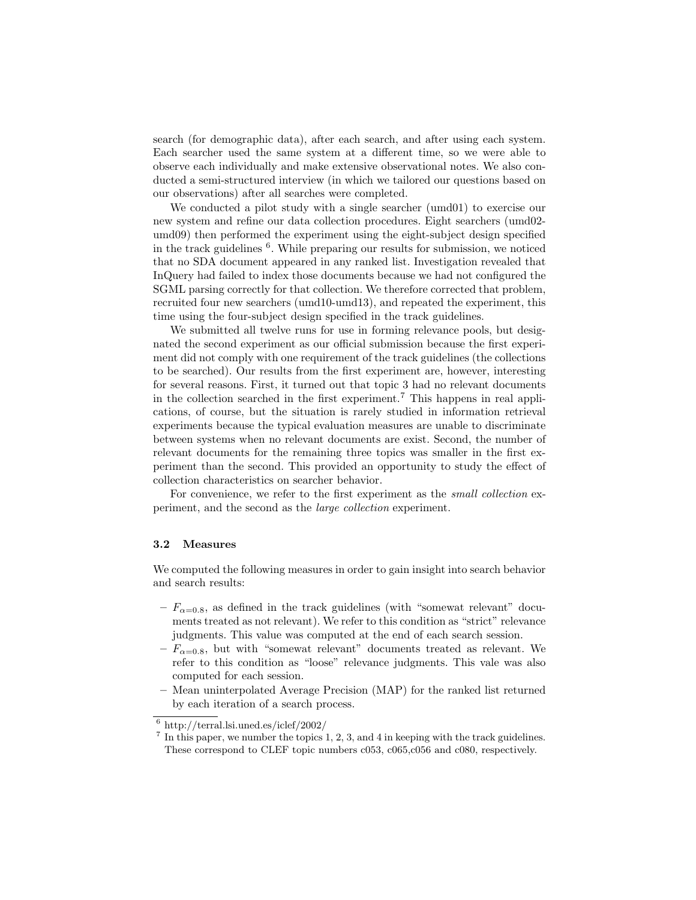search (for demographic data), after each search, and after using each system. Each searcher used the same system at a different time, so we were able to observe each individually and make extensive observational notes. We also conducted a semi-structured interview (in which we tailored our questions based on our observations) after all searches were completed.

We conducted a pilot study with a single searcher (umd01) to exercise our new system and refine our data collection procedures. Eight searchers (umd02-umd09) then performed the experiment using the eight-subject design specified in the track guidelines [6]. While preparing our results for submission, we noticed that no SDA document appeared in any ranked list. Investigation revealed that InQuery had failed to index those documents because we had not configured the SGML parsing correctly for that collection. We therefore corrected that problem, recruited four new searchers (umd10-umd13), and repeated the experiment, this time using the four-subject design specified in the track guidelines.

We submitted all twelve runs for use in forming relevance pools, but designated the second experiment as our official submission because the first experiment did not comply with one requirement of the track guidelines (the collections to be searched). Our results from the first experiment are, however, interesting for several reasons. First, it turned out that topic 3 had no relevant documents in the collection searched in the first experiment.[7] This happens in real applications, of course, but the situation is rarely studied in information retrieval experiments because the typical evaluation measures are unable to discriminate between systems when no relevant documents are exist. Second, the number of relevant documents for the remaining three topics was smaller in the first experiment than the second. This provided an opportunity to study the effect of collection characteristics on searcher behavior.

For convenience, we refer to the first experiment as the *small collection* experiment, and the second as the *large collection* experiment.

### 3.2 Measures

We computed the following measures in order to gain insight into search behavior and search results:

- $F_{\alpha=0.8}$, as defined in the track guidelines (with "somewat relevant" documents treated as not relevant). We refer to this condition as "strict" relevance judgments. This value was computed at the end of each search session.
- $F_{\alpha=0.8}$, but with "somewat relevant" documents treated as relevant. We refer to this condition as "loose" relevance judgments. This vale was also computed for each session.
- Mean uninterpolated Average Precision (MAP) for the ranked list returned by each iteration of a search process.

---

[6] http://terral.lsi.uned.es/iclef/2002/

[7] In this paper, we number the topics 1, 2, 3, and 4 in keeping with the track guidelines. These correspond to CLEF topic numbers c053, c065,c056 and c080, respectively.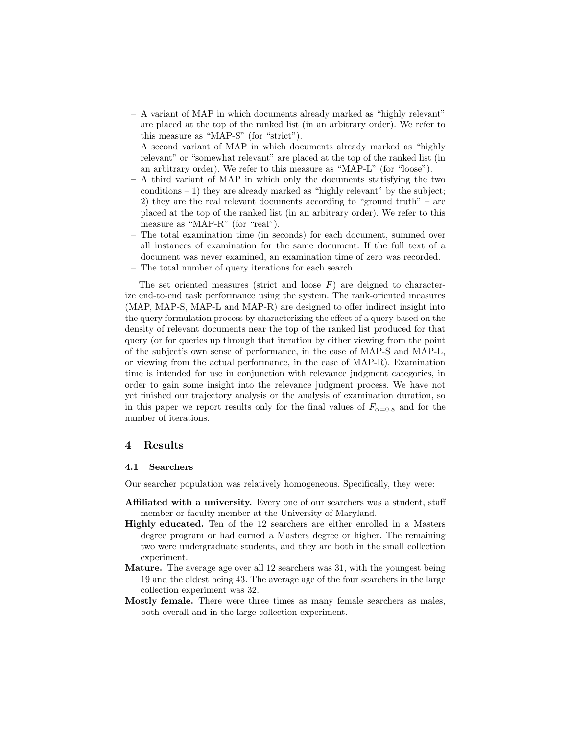- A variant of MAP in which documents already marked as "highly relevant" are placed at the top of the ranked list (in an arbitrary order). We refer to this measure as "MAP-S" (for "strict").
- A second variant of MAP in which documents already marked as "highly relevant" or "somewhat relevant" are placed at the top of the ranked list (in an arbitrary order). We refer to this measure as "MAP-L" (for "loose").
- A third variant of MAP in which only the documents statisfying the two conditions – 1) they are already marked as "highly relevant" by the subject; 2) they are the real relevant documents according to "ground truth" – are placed at the top of the ranked list (in an arbitrary order). We refer to this measure as "MAP-R" (for "real").
- The total examination time (in seconds) for each document, summed over all instances of examination for the same document. If the full text of a document was never examined, an examination time of zero was recorded.
- The total number of query iterations for each search.

The set oriented measures (strict and loose $F$) are deigned to characterize end-to-end task performance using the system. The rank-oriented measures (MAP, MAP-S, MAP-L and MAP-R) are designed to offer indirect insight into the query formulation process by characterizing the effect of a query based on the density of relevant documents near the top of the ranked list produced for that query (or for queries up through that iteration by either viewing from the point of the subject's own sense of performance, in the case of MAP-S and MAP-L, or viewing from the actual performance, in the case of MAP-R). Examination time is intended for use in conjunction with relevance judgment categories, in order to gain some insight into the relevance judgment process. We have not yet finished our trajectory analysis or the analysis of examination duration, so in this paper we report results only for the final values of $F_{\alpha=0.8}$ and for the number of iterations.

## 4 Results

### 4.1 Searchers

Our searcher population was relatively homogeneous. Specifically, they were:

**Affiliated with a university.** Every one of our searchers was a student, staff member or faculty member at the University of Maryland.

**Highly educated.** Ten of the 12 searchers are either enrolled in a Masters degree program or had earned a Masters degree or higher. The remaining two were undergraduate students, and they are both in the small collection experiment.

**Mature.** The average age over all 12 searchers was 31, with the youngest being 19 and the oldest being 43. The average age of the four searchers in the large collection experiment was 32.

**Mostly female.** There were three times as many female searchers as males, both overall and in the large collection experiment.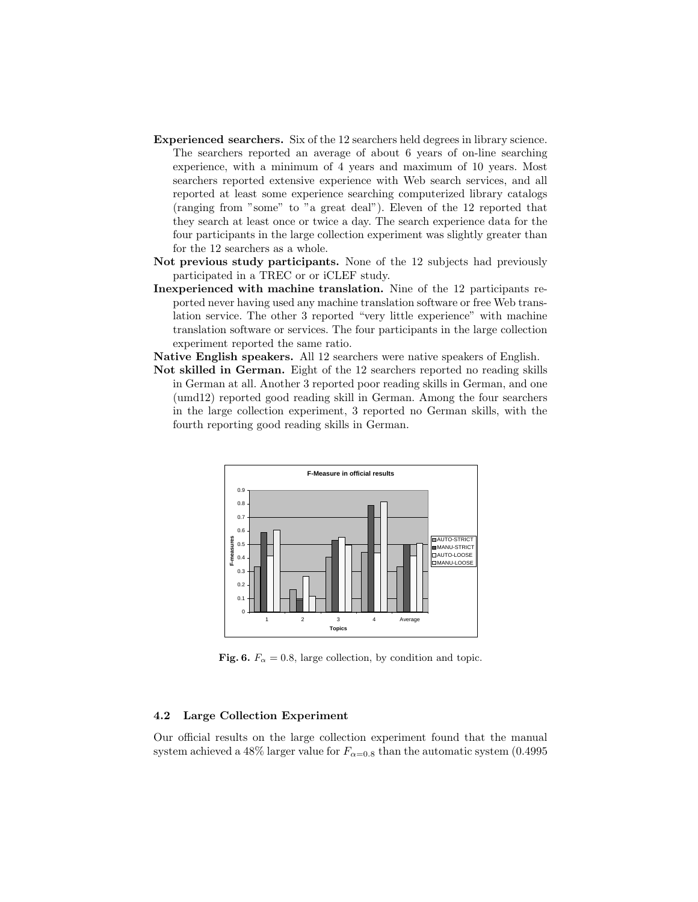**Experienced searchers.** Six of the 12 searchers held degrees in library science. The searchers reported an average of about 6 years of on-line searching experience, with a minimum of 4 years and maximum of 10 years. Most searchers reported extensive experience with Web search services, and all reported at least some experience searching computerized library catalogs (ranging from "some" to "a great deal"). Eleven of the 12 reported that they search at least once or twice a day. The search experience data for the four participants in the large collection experiment was slightly greater than for the 12 searchers as a whole.

**Not previous study participants.** None of the 12 subjects had previously participated in a TREC or or iCLEF study.

**Inexperienced with machine translation.** Nine of the 12 participants reported never having used any machine translation software or free Web translation service. The other 3 reported "very little experience" with machine translation software or services. The four participants in the large collection experiment reported the same ratio.

**Native English speakers.** All 12 searchers were native speakers of English.

**Not skilled in German.** Eight of the 12 searchers reported no reading skills in German at all. Another 3 reported poor reading skills in German, and one (umd12) reported good reading skill in German. Among the four searchers in the large collection experiment, 3 reported no German skills, with the fourth reporting good reading skills in German.

**Fig. 6.** $F_\alpha = 0.8$, large collection, by condition and topic.

### 4.2 Large Collection Experiment

Our official results on the large collection experiment found that the manual system achieved a 48% larger value for $F_{\alpha=0.8}$ than the automatic system (0.4995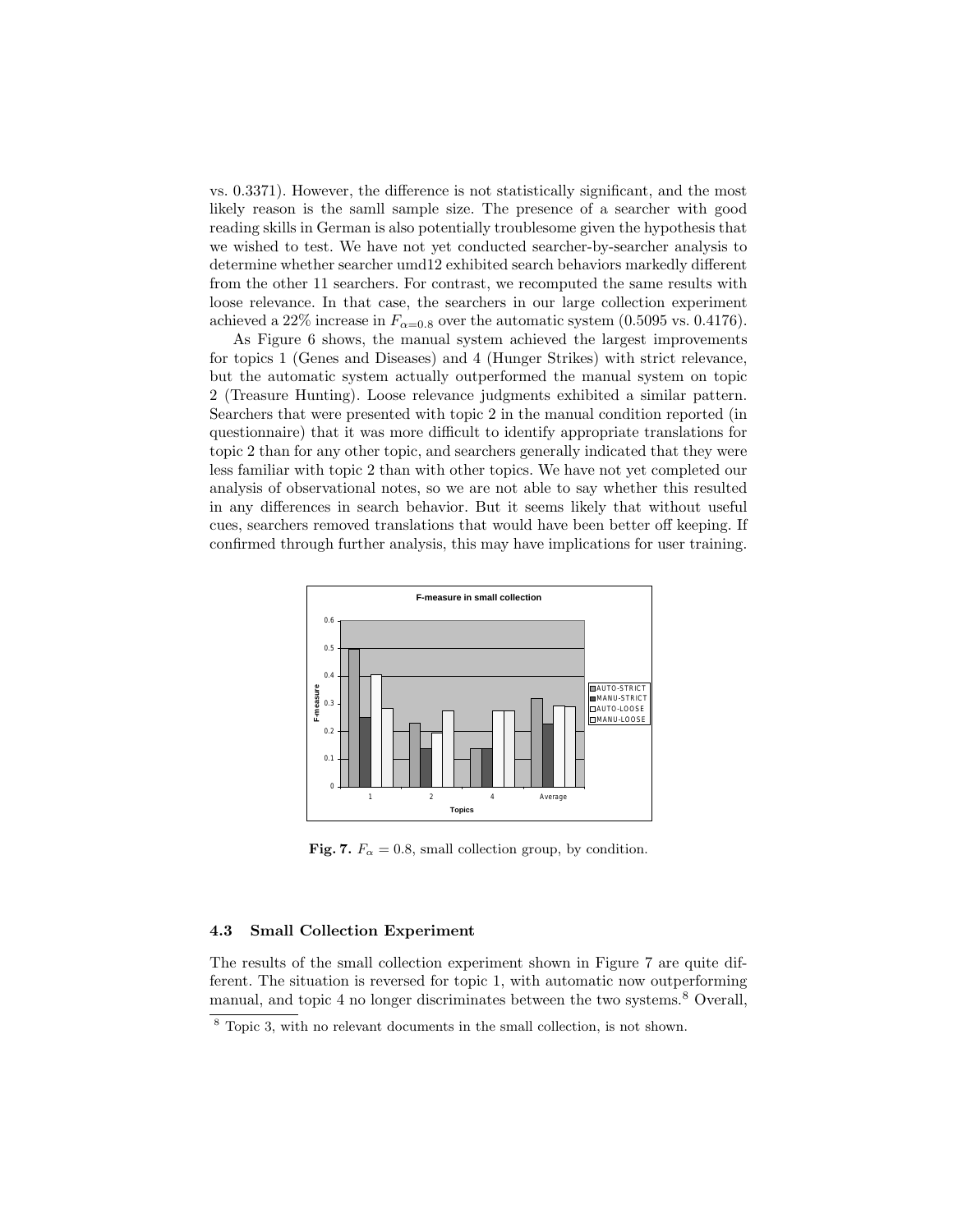vs. 0.3371). However, the difference is not statistically significant, and the most likely reason is the samll sample size. The presence of a searcher with good reading skills in German is also potentially troublesome given the hypothesis that we wished to test. We have not yet conducted searcher-by-searcher analysis to determine whether searcher umd12 exhibited search behaviors markedly different from the other 11 searchers. For contrast, we recomputed the same results with loose relevance. In that case, the searchers in our large collection experiment achieved a 22% increase in $F_{\alpha=0.8}$ over the automatic system (0.5095 vs. 0.4176).

As Figure 6 shows, the manual system achieved the largest improvements for topics 1 (Genes and Diseases) and 4 (Hunger Strikes) with strict relevance, but the automatic system actually outperformed the manual system on topic 2 (Treasure Hunting). Loose relevance judgments exhibited a similar pattern. Searchers that were presented with topic 2 in the manual condition reported (in questionnaire) that it was more difficult to identify appropriate translations for topic 2 than for any other topic, and searchers generally indicated that they were less familiar with topic 2 than with other topics. We have not yet completed our analysis of observational notes, so we are not able to say whether this resulted in any differences in search behavior. But it seems likely that without useful cues, searchers removed translations that would have been better off keeping. If confirmed through further analysis, this may have implications for user training.

**Fig. 7.** $F_\alpha = 0.8$, small collection group, by condition.

### 4.3 Small Collection Experiment

The results of the small collection experiment shown in Figure 7 are quite different. The situation is reversed for topic 1, with automatic now outperforming manual, and topic 4 no longer discriminates between the two systems.[8] Overall,

[8] Topic 3, with no relevant documents in the small collection, is not shown.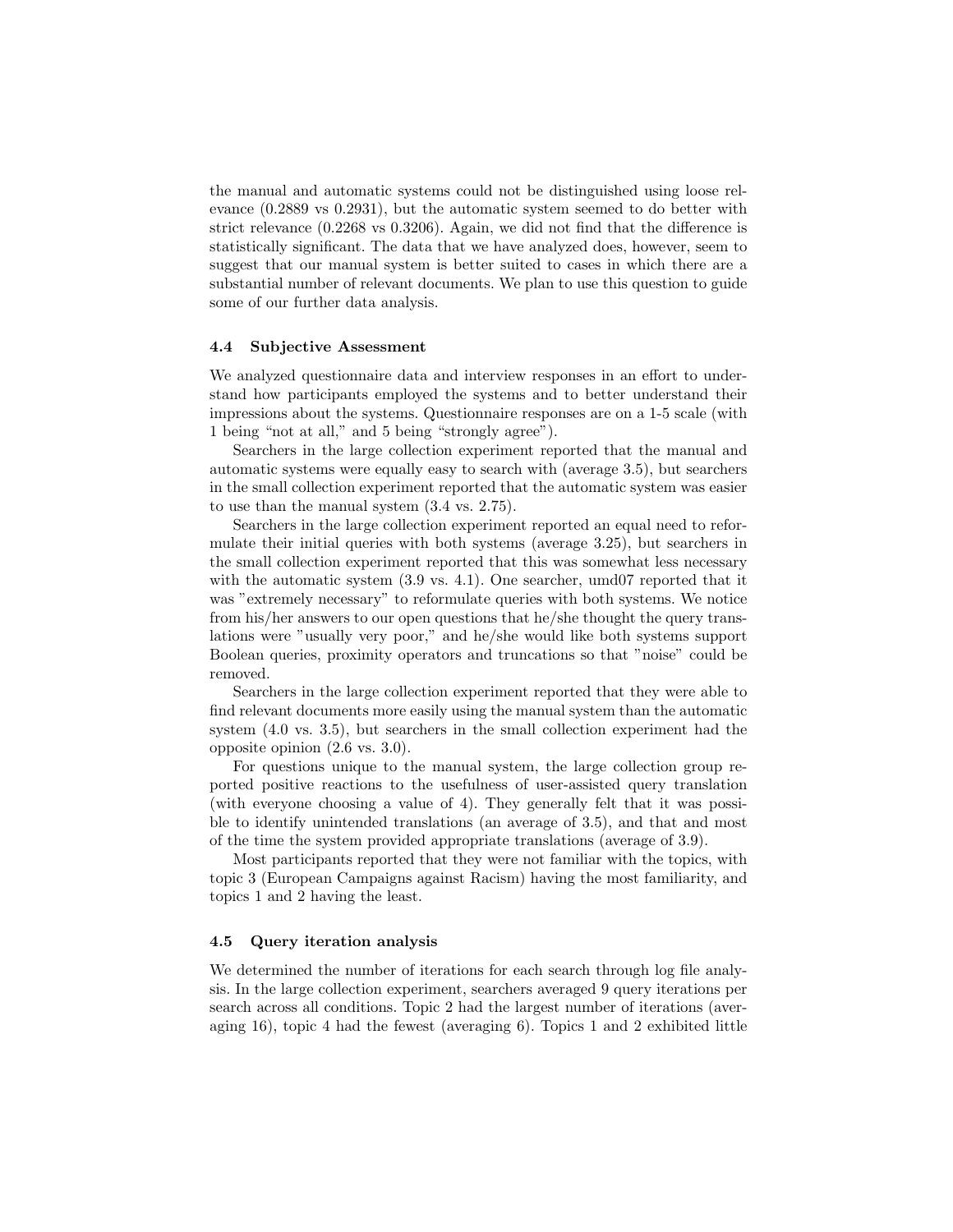the manual and automatic systems could not be distinguished using loose relevance (0.2889 vs 0.2931), but the automatic system seemed to do better with strict relevance (0.2268 vs 0.3206). Again, we did not find that the difference is statistically significant. The data that we have analyzed does, however, seem to suggest that our manual system is better suited to cases in which there are a substantial number of relevant documents. We plan to use this question to guide some of our further data analysis.

### 4.4 Subjective Assessment

We analyzed questionnaire data and interview responses in an effort to understand how participants employed the systems and to better understand their impressions about the systems. Questionnaire responses are on a 1-5 scale (with 1 being "not at all," and 5 being "strongly agree").

Searchers in the large collection experiment reported that the manual and automatic systems were equally easy to search with (average 3.5), but searchers in the small collection experiment reported that the automatic system was easier to use than the manual system (3.4 vs. 2.75).

Searchers in the large collection experiment reported an equal need to reformulate their initial queries with both systems (average 3.25), but searchers in the small collection experiment reported that this was somewhat less necessary with the automatic system (3.9 vs. 4.1). One searcher, umd07 reported that it was "extremely necessary" to reformulate queries with both systems. We notice from his/her answers to our open questions that he/she thought the query translations were "usually very poor," and he/she would like both systems support Boolean queries, proximity operators and truncations so that "noise" could be removed.

Searchers in the large collection experiment reported that they were able to find relevant documents more easily using the manual system than the automatic system (4.0 vs. 3.5), but searchers in the small collection experiment had the opposite opinion (2.6 vs. 3.0).

For questions unique to the manual system, the large collection group reported positive reactions to the usefulness of user-assisted query translation (with everyone choosing a value of 4). They generally felt that it was possible to identify unintended translations (an average of 3.5), and that and most of the time the system provided appropriate translations (average of 3.9).

Most participants reported that they were not familiar with the topics, with topic 3 (European Campaigns against Racism) having the most familiarity, and topics 1 and 2 having the least.

### 4.5 Query iteration analysis

We determined the number of iterations for each search through log file analysis. In the large collection experiment, searchers averaged 9 query iterations per search across all conditions. Topic 2 had the largest number of iterations (averaging 16), topic 4 had the fewest (averaging 6). Topics 1 and 2 exhibited little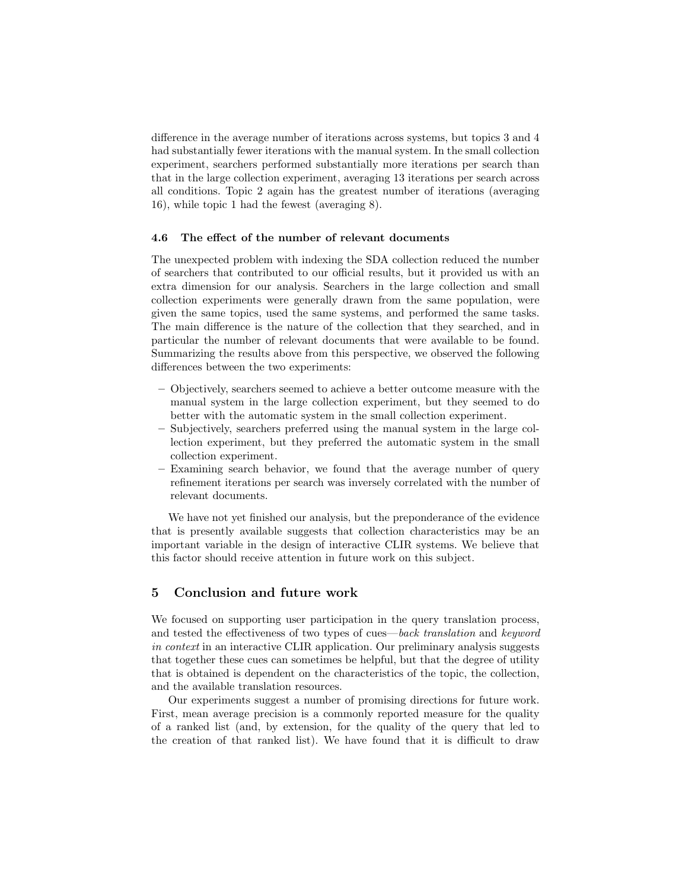difference in the average number of iterations across systems, but topics 3 and 4 had substantially fewer iterations with the manual system. In the small collection experiment, searchers performed substantially more iterations per search than that in the large collection experiment, averaging 13 iterations per search across all conditions. Topic 2 again has the greatest number of iterations (averaging 16), while topic 1 had the fewest (averaging 8).

### 4.6 The effect of the number of relevant documents

The unexpected problem with indexing the SDA collection reduced the number of searchers that contributed to our official results, but it provided us with an extra dimension for our analysis. Searchers in the large collection and small collection experiments were generally drawn from the same population, were given the same topics, used the same systems, and performed the same tasks. The main difference is the nature of the collection that they searched, and in particular the number of relevant documents that were available to be found. Summarizing the results above from this perspective, we observed the following differences between the two experiments:

- Objectively, searchers seemed to achieve a better outcome measure with the manual system in the large collection experiment, but they seemed to do better with the automatic system in the small collection experiment.
- Subjectively, searchers preferred using the manual system in the large collection experiment, but they preferred the automatic system in the small collection experiment.
- Examining search behavior, we found that the average number of query refinement iterations per search was inversely correlated with the number of relevant documents.

We have not yet finished our analysis, but the preponderance of the evidence that is presently available suggests that collection characteristics may be an important variable in the design of interactive CLIR systems. We believe that this factor should receive attention in future work on this subject.

## 5 Conclusion and future work

We focused on supporting user participation in the query translation process, and tested the effectiveness of two types of cues—*back translation* and *keyword in context* in an interactive CLIR application. Our preliminary analysis suggests that together these cues can sometimes be helpful, but that the degree of utility that is obtained is dependent on the characteristics of the topic, the collection, and the available translation resources.

Our experiments suggest a number of promising directions for future work. First, mean average precision is a commonly reported measure for the quality of a ranked list (and, by extension, for the quality of the query that led to the creation of that ranked list). We have found that it is difficult to draw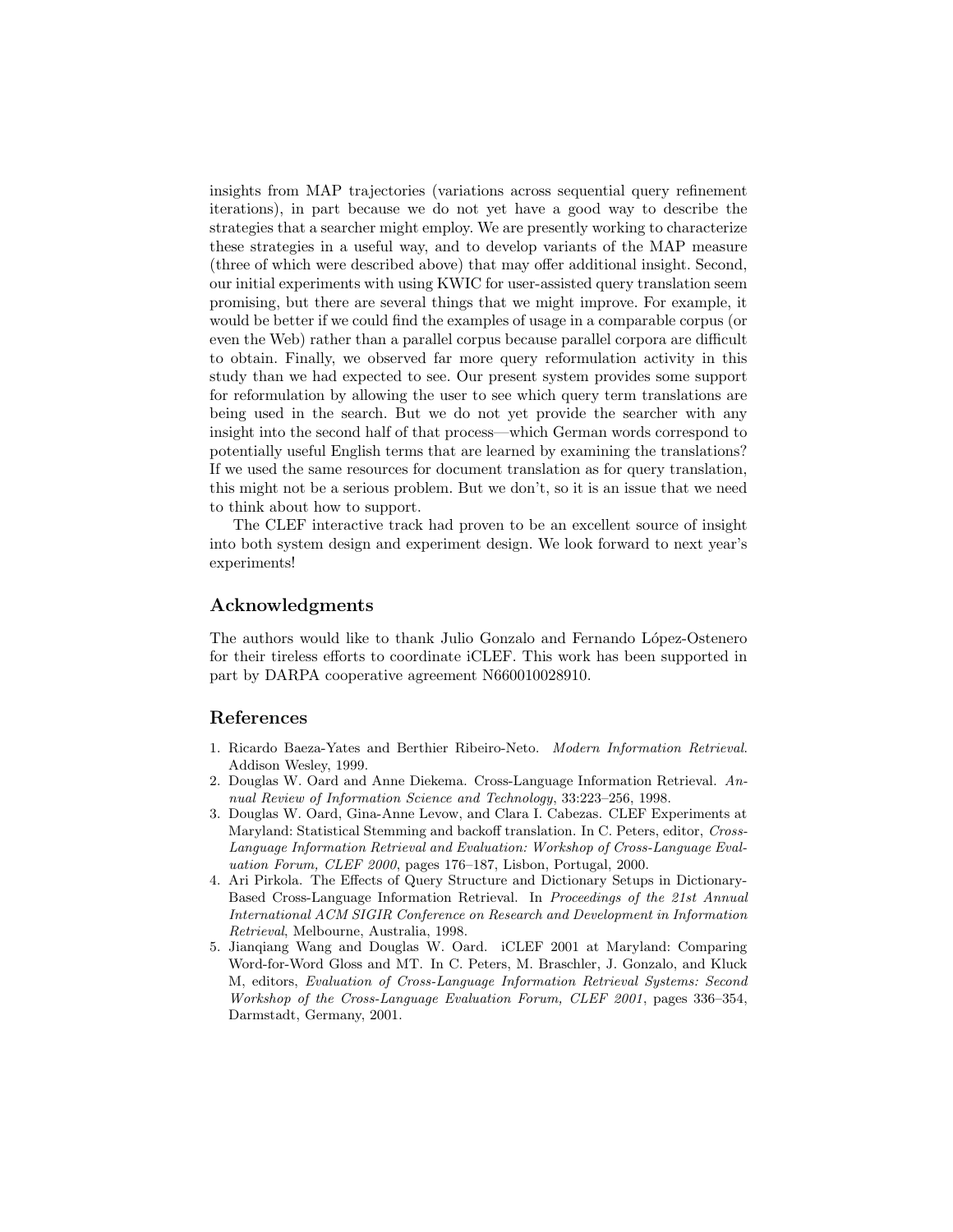insights from MAP trajectories (variations across sequential query refinement iterations), in part because we do not yet have a good way to describe the strategies that a searcher might employ. We are presently working to characterize these strategies in a useful way, and to develop variants of the MAP measure (three of which were described above) that may offer additional insight. Second, our initial experiments with using KWIC for user-assisted query translation seem promising, but there are several things that we might improve. For example, it would be better if we could find the examples of usage in a comparable corpus (or even the Web) rather than a parallel corpus because parallel corpora are difficult to obtain. Finally, we observed far more query reformulation activity in this study than we had expected to see. Our present system provides some support for reformulation by allowing the user to see which query term translations are being used in the search. But we do not yet provide the searcher with any insight into the second half of that process—which German words correspond to potentially useful English terms that are learned by examining the translations? If we used the same resources for document translation as for query translation, this might not be a serious problem. But we don't, so it is an issue that we need to think about how to support.

The CLEF interactive track had proven to be an excellent source of insight into both system design and experiment design. We look forward to next year's experiments!

## Acknowledgments

The authors would like to thank Julio Gonzalo and Fernando López-Ostenero for their tireless efforts to coordinate iCLEF. This work has been supported in part by DARPA cooperative agreement N660010028910.

## References

1. Ricardo Baeza-Yates and Berthier Ribeiro-Neto. *Modern Information Retrieval.* Addison Wesley, 1999.
2. Douglas W. Oard and Anne Diekema. Cross-Language Information Retrieval. *Annual Review of Information Science and Technology*, 33:223–256, 1998.
3. Douglas W. Oard, Gina-Anne Levow, and Clara I. Cabezas. CLEF Experiments at Maryland: Statistical Stemming and backoff translation. In C. Peters, editor, *Cross-Language Information Retrieval and Evaluation: Workshop of Cross-Language Evaluation Forum, CLEF 2000*, pages 176–187, Lisbon, Portugal, 2000.
4. Ari Pirkola. The Effects of Query Structure and Dictionary Setups in Dictionary-Based Cross-Language Information Retrieval. In *Proceedings of the 21st Annual International ACM SIGIR Conference on Research and Development in Information Retrieval*, Melbourne, Australia, 1998.
5. Jianqiang Wang and Douglas W. Oard. iCLEF 2001 at Maryland: Comparing Word-for-Word Gloss and MT. In C. Peters, M. Braschler, J. Gonzalo, and Kluck M, editors, *Evaluation of Cross-Language Information Retrieval Systems: Second Workshop of the Cross-Language Evaluation Forum, CLEF 2001*, pages 336–354, Darmstadt, Germany, 2001.